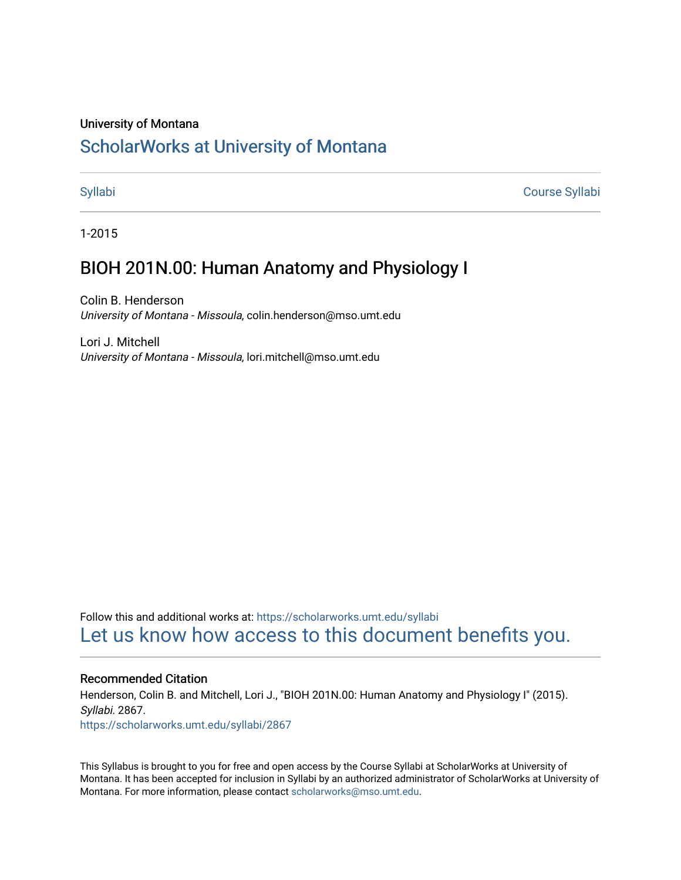University of Montana

# ScholarWorks at University of Montana

Syllabi | Course Syllabi

1-2015

## BIOH 201N.00: Human Anatomy and Physiology I

Colin B. Henderson
*University of Montana - Missoula*, colin.henderson@mso.umt.edu

Lori J. Mitchell
*University of Montana - Missoula*, lori.mitchell@mso.umt.edu

Follow this and additional works at: https://scholarworks.umt.edu/syllabi

Let us know how access to this document benefits you.

### Recommended Citation

Henderson, Colin B. and Mitchell, Lori J., "BIOH 201N.00: Human Anatomy and Physiology I" (2015). *Syllabi*. 2867.
https://scholarworks.umt.edu/syllabi/2867

This Syllabus is brought to you for free and open access by the Course Syllabi at ScholarWorks at University of Montana. It has been accepted for inclusion in Syllabi by an authorized administrator of ScholarWorks at University of Montana. For more information, please contact scholarworks@mso.umt.edu.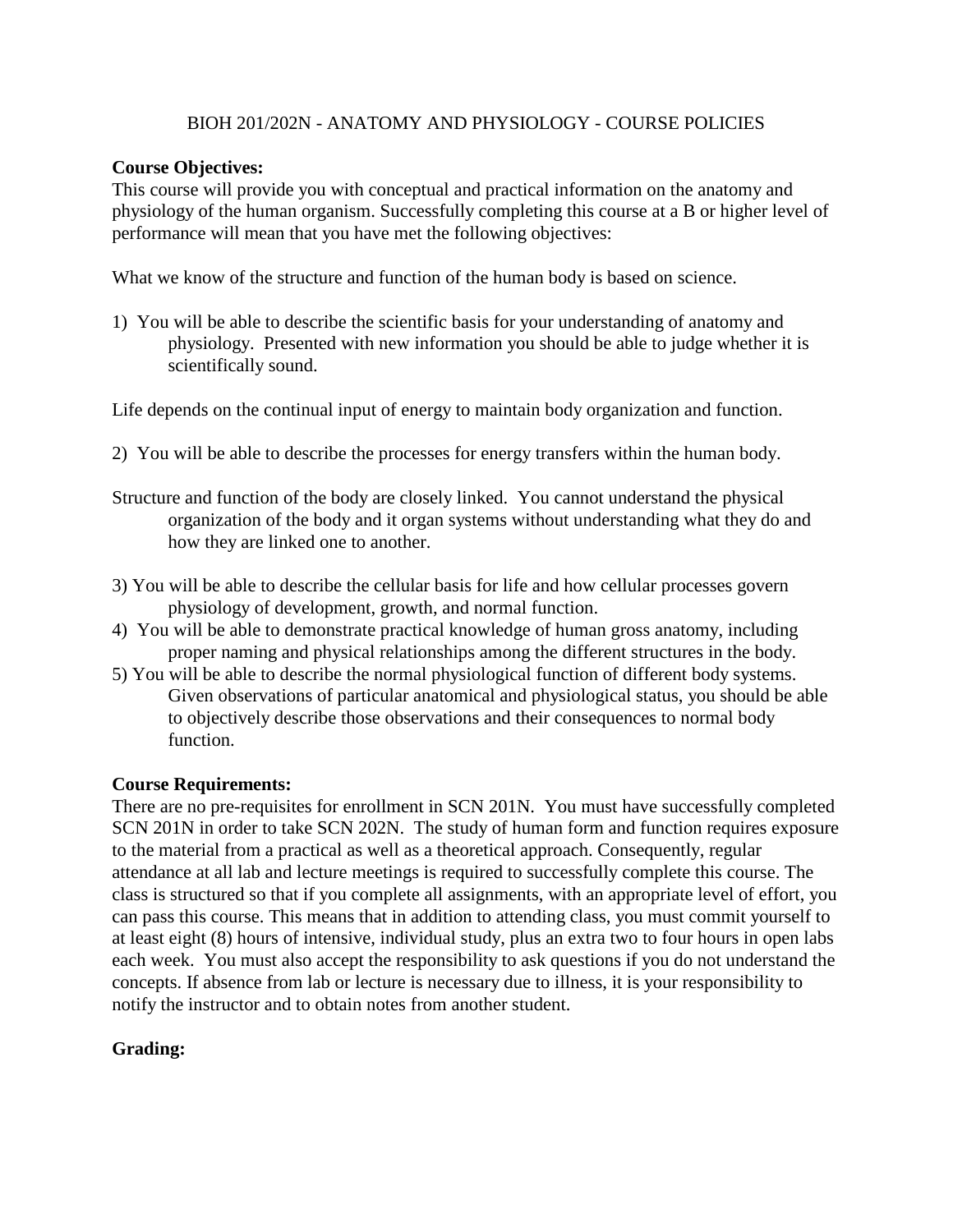BIOH 201/202N - ANATOMY AND PHYSIOLOGY - COURSE POLICIES

**Course Objectives:**
This course will provide you with conceptual and practical information on the anatomy and physiology of the human organism. Successfully completing this course at a B or higher level of performance will mean that you have met the following objectives:

What we know of the structure and function of the human body is based on science.

1) You will be able to describe the scientific basis for your understanding of anatomy and physiology. Presented with new information you should be able to judge whether it is scientifically sound.

Life depends on the continual input of energy to maintain body organization and function.

2) You will be able to describe the processes for energy transfers within the human body.

Structure and function of the body are closely linked. You cannot understand the physical organization of the body and it organ systems without understanding what they do and how they are linked one to another.

3) You will be able to describe the cellular basis for life and how cellular processes govern physiology of development, growth, and normal function.
4) You will be able to demonstrate practical knowledge of human gross anatomy, including proper naming and physical relationships among the different structures in the body.
5) You will be able to describe the normal physiological function of different body systems. Given observations of particular anatomical and physiological status, you should be able to objectively describe those observations and their consequences to normal body function.

**Course Requirements:**
There are no pre-requisites for enrollment in SCN 201N. You must have successfully completed SCN 201N in order to take SCN 202N. The study of human form and function requires exposure to the material from a practical as well as a theoretical approach. Consequently, regular attendance at all lab and lecture meetings is required to successfully complete this course. The class is structured so that if you complete all assignments, with an appropriate level of effort, you can pass this course. This means that in addition to attending class, you must commit yourself to at least eight (8) hours of intensive, individual study, plus an extra two to four hours in open labs each week. You must also accept the responsibility to ask questions if you do not understand the concepts. If absence from lab or lecture is necessary due to illness, it is your responsibility to notify the instructor and to obtain notes from another student.

**Grading:**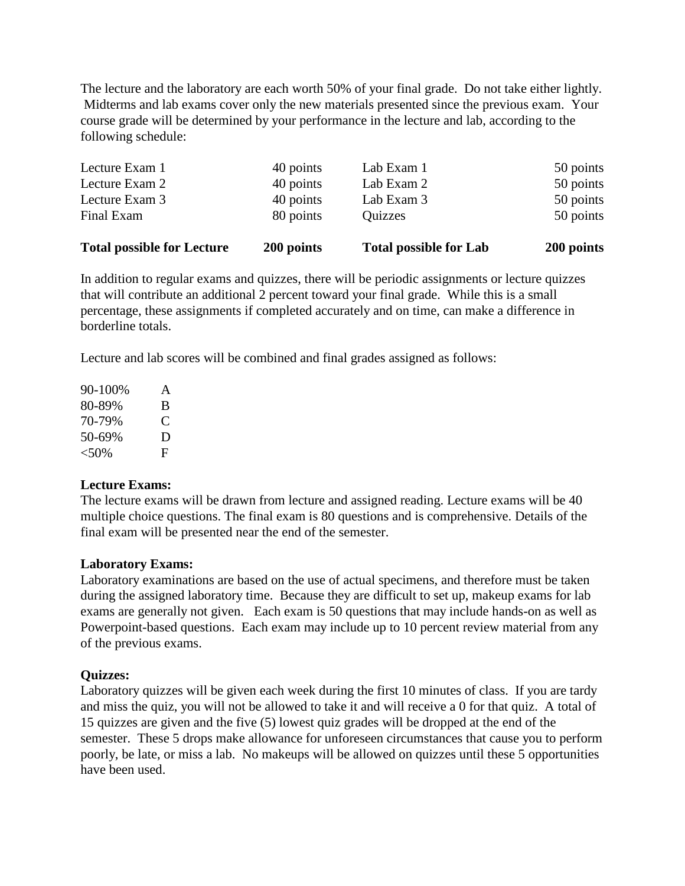The lecture and the laboratory are each worth 50% of your final grade. Do not take either lightly. Midterms and lab exams cover only the new materials presented since the previous exam. Your course grade will be determined by your performance in the lecture and lab, according to the following schedule:

| | | | |
|---|---|---|---|
| Lecture Exam 1 | 40 points | Lab Exam 1 | 50 points |
| Lecture Exam 2 | 40 points | Lab Exam 2 | 50 points |
| Lecture Exam 3 | 40 points | Lab Exam 3 | 50 points |
| Final Exam | 80 points | Quizzes | 50 points |
| **Total possible for Lecture** | **200 points** | **Total possible for Lab** | **200 points** |

In addition to regular exams and quizzes, there will be periodic assignments or lecture quizzes that will contribute an additional 2 percent toward your final grade. While this is a small percentage, these assignments if completed accurately and on time, can make a difference in borderline totals.

Lecture and lab scores will be combined and final grades assigned as follows:

| | |
|---|---|
| 90-100% | A |
| 80-89% | B |
| 70-79% | C |
| 50-69% | D |
| <50% | F |

**Lecture Exams:**
The lecture exams will be drawn from lecture and assigned reading. Lecture exams will be 40 multiple choice questions. The final exam is 80 questions and is comprehensive. Details of the final exam will be presented near the end of the semester.

**Laboratory Exams:**
Laboratory examinations are based on the use of actual specimens, and therefore must be taken during the assigned laboratory time. Because they are difficult to set up, makeup exams for lab exams are generally not given. Each exam is 50 questions that may include hands-on as well as Powerpoint-based questions. Each exam may include up to 10 percent review material from any of the previous exams.

**Quizzes:**
Laboratory quizzes will be given each week during the first 10 minutes of class. If you are tardy and miss the quiz, you will not be allowed to take it and will receive a 0 for that quiz. A total of 15 quizzes are given and the five (5) lowest quiz grades will be dropped at the end of the semester. These 5 drops make allowance for unforeseen circumstances that cause you to perform poorly, be late, or miss a lab. No makeups will be allowed on quizzes until these 5 opportunities have been used.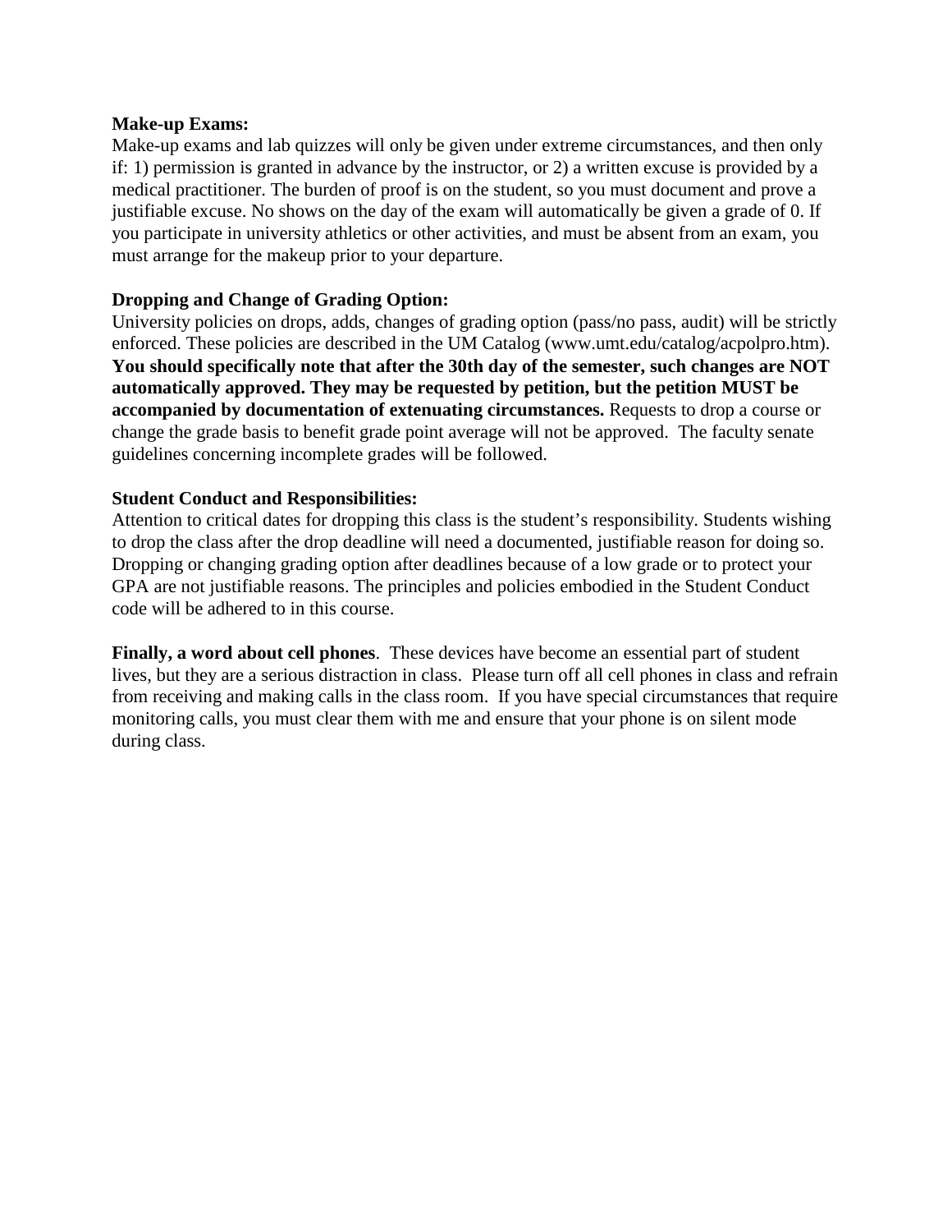**Make-up Exams:**
Make-up exams and lab quizzes will only be given under extreme circumstances, and then only if: 1) permission is granted in advance by the instructor, or 2) a written excuse is provided by a medical practitioner. The burden of proof is on the student, so you must document and prove a justifiable excuse. No shows on the day of the exam will automatically be given a grade of 0. If you participate in university athletics or other activities, and must be absent from an exam, you must arrange for the makeup prior to your departure.

**Dropping and Change of Grading Option:**
University policies on drops, adds, changes of grading option (pass/no pass, audit) will be strictly enforced. These policies are described in the UM Catalog (www.umt.edu/catalog/acpolpro.htm). **You should specifically note that after the 30th day of the semester, such changes are NOT automatically approved. They may be requested by petition, but the petition MUST be accompanied by documentation of extenuating circumstances.** Requests to drop a course or change the grade basis to benefit grade point average will not be approved. The faculty senate guidelines concerning incomplete grades will be followed.

**Student Conduct and Responsibilities:**
Attention to critical dates for dropping this class is the student's responsibility. Students wishing to drop the class after the drop deadline will need a documented, justifiable reason for doing so. Dropping or changing grading option after deadlines because of a low grade or to protect your GPA are not justifiable reasons. The principles and policies embodied in the Student Conduct code will be adhered to in this course.

**Finally, a word about cell phones**. These devices have become an essential part of student lives, but they are a serious distraction in class. Please turn off all cell phones in class and refrain from receiving and making calls in the class room. If you have special circumstances that require monitoring calls, you must clear them with me and ensure that your phone is on silent mode during class.